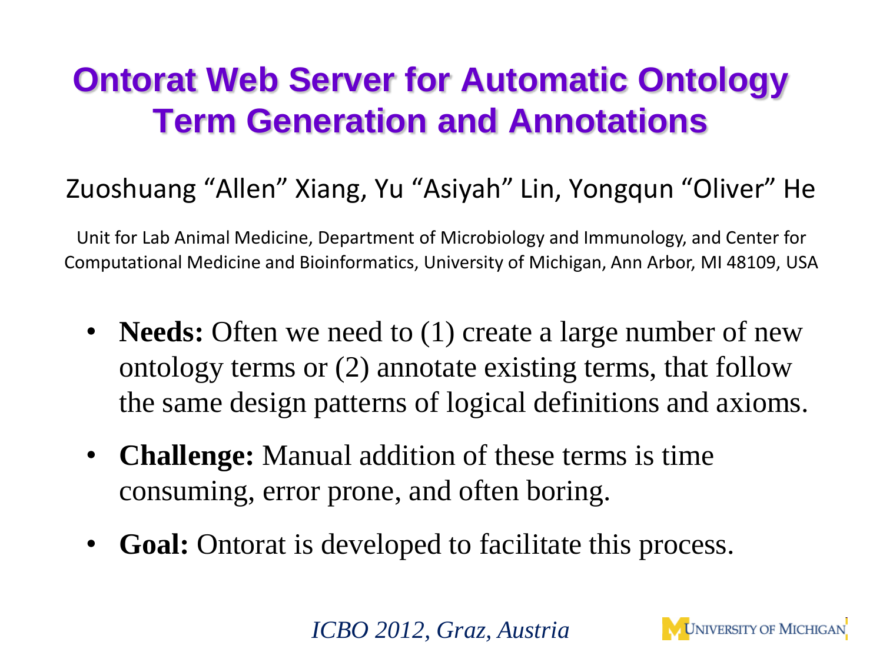# Ontorat Web Server for Automatic Ontology Term Generation and Annotations

Zuoshuang "Allen" Xiang, Yu "Asiyah" Lin, Yongqun "Oliver" He

Unit for Lab Animal Medicine, Department of Microbiology and Immunology, and Center for Computational Medicine and Bioinformatics, University of Michigan, Ann Arbor, MI 48109, USA

- **Needs:** Often we need to (1) create a large number of new ontology terms or (2) annotate existing terms, that follow the same design patterns of logical definitions and axioms.
- **Challenge:** Manual addition of these terms is time consuming, error prone, and often boring.
- **Goal:** Ontorat is developed to facilitate this process.

*ICBO 2012, Graz, Austria*

UNIVERSITY OF MICHIGAN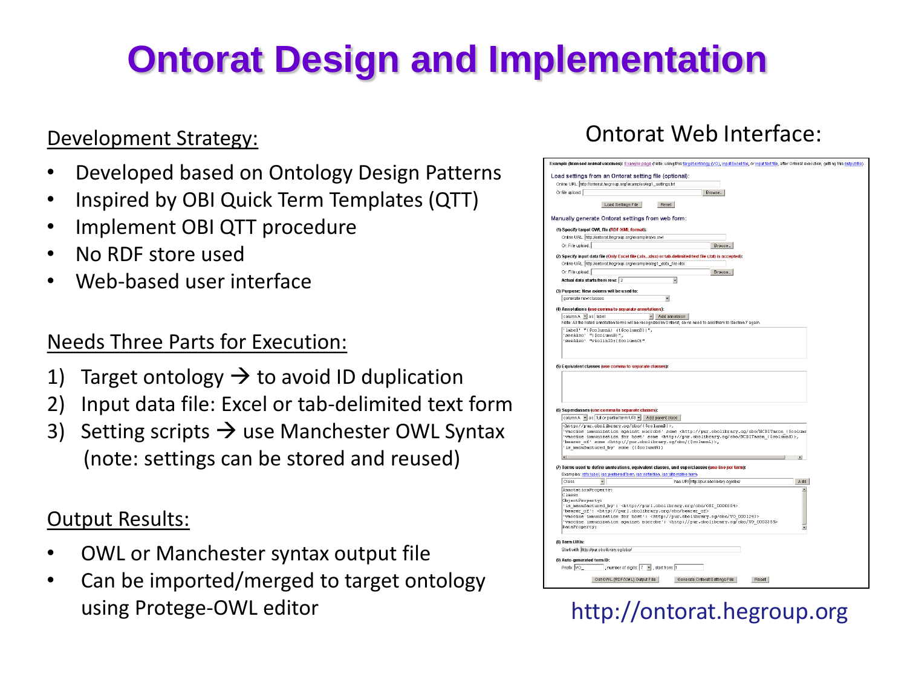# Ontorat Design and Implementation

## Development Strategy:

- Developed based on Ontology Design Patterns
- Inspired by OBI Quick Term Templates (QTT)
- Implement OBI QTT procedure
- No RDF store used
- Web-based user interface

## Needs Three Parts for Execution:

1) Target ontology → to avoid ID duplication
2) Input data file: Excel or tab-delimited text form
3) Setting scripts → use Manchester OWL Syntax
   (note: settings can be stored and reused)

## Output Results:

- OWL or Manchester syntax output file
- Can be imported/merged to target ontology using Protege-OWL editor

## Ontorat Web Interface:

http://ontorat.hegroup.org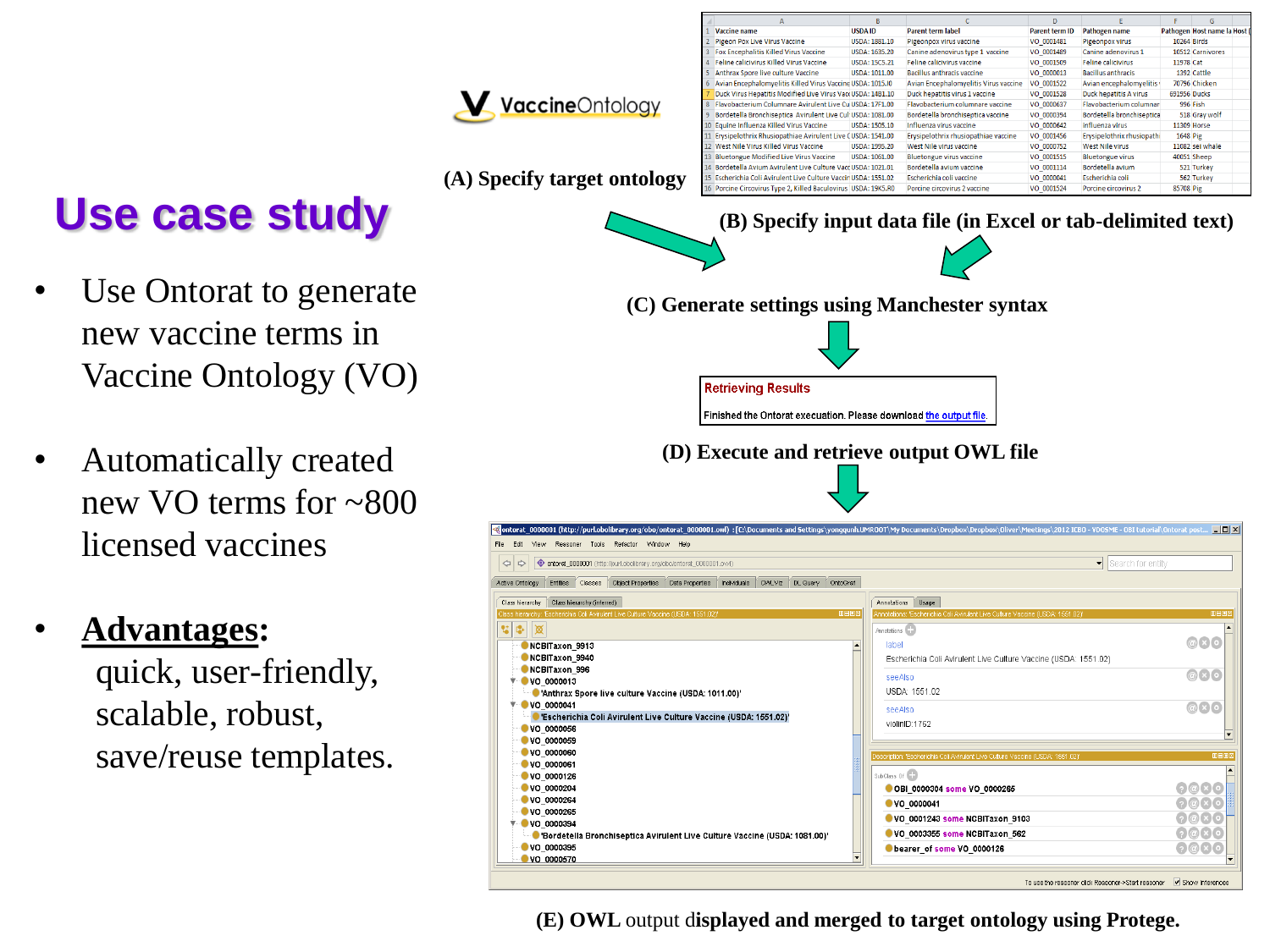# Use case study

- Use Ontorat to generate new vaccine terms in Vaccine Ontology (VO)
- Automatically created new VO terms for ~800 licensed vaccines
- **Advantages**:
  quick, user-friendly, scalable, robust, save/reuse templates.

(A) Specify target ontology

(B) Specify input data file (in Excel or tab-delimited text)

(C) Generate settings using Manchester syntax

(D) Execute and retrieve output OWL file

(E) OWL output displayed and merged to target ontology using Protege.